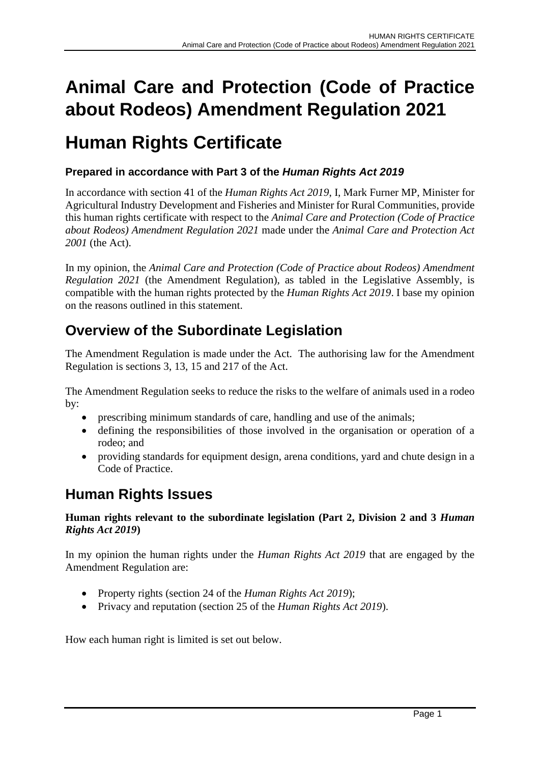# Animal Care and Protection (Code of Practice about Rodeos) Amendment Regulation 2021

# Human Rights Certificate

### Prepared in accordance with Part 3 of the *Human Rights Act 2019*

In accordance with section 41 of the *Human Rights Act 2019*, I, Mark Furner MP, Minister for Agricultural Industry Development and Fisheries and Minister for Rural Communities, provide this human rights certificate with respect to the *Animal Care and Protection (Code of Practice about Rodeos) Amendment Regulation 2021* made under the *Animal Care and Protection Act 2001* (the Act).

In my opinion, the *Animal Care and Protection (Code of Practice about Rodeos) Amendment Regulation 2021* (the Amendment Regulation), as tabled in the Legislative Assembly, is compatible with the human rights protected by the *Human Rights Act 2019*. I base my opinion on the reasons outlined in this statement.

## Overview of the Subordinate Legislation

The Amendment Regulation is made under the Act. The authorising law for the Amendment Regulation is sections 3, 13, 15 and 217 of the Act.

The Amendment Regulation seeks to reduce the risks to the welfare of animals used in a rodeo by:

- prescribing minimum standards of care, handling and use of the animals;
- defining the responsibilities of those involved in the organisation or operation of a rodeo; and
- providing standards for equipment design, arena conditions, yard and chute design in a Code of Practice.

## Human Rights Issues

**Human rights relevant to the subordinate legislation (Part 2, Division 2 and 3 *Human Rights Act 2019*)**

In my opinion the human rights under the *Human Rights Act 2019* that are engaged by the Amendment Regulation are:

- Property rights (section 24 of the *Human Rights Act 2019*);
- Privacy and reputation (section 25 of the *Human Rights Act 2019*).

How each human right is limited is set out below.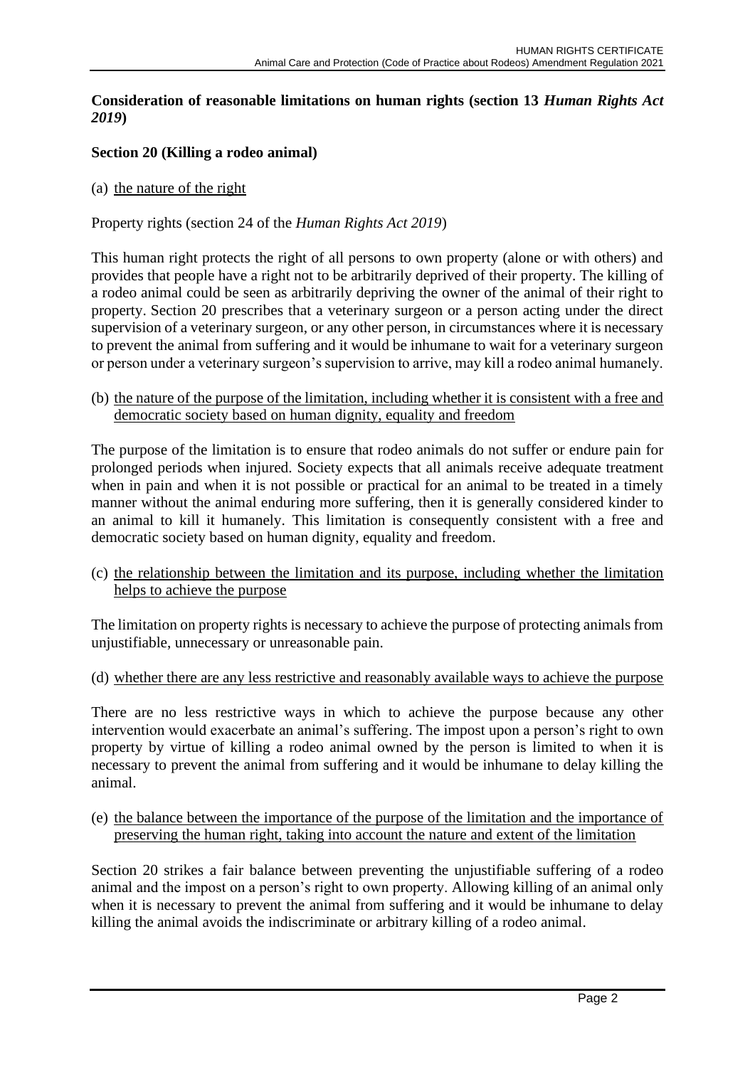**Consideration of reasonable limitations on human rights (section 13 *Human Rights Act 2019*)**

**Section 20 (Killing a rodeo animal)**

(a) the nature of the right

Property rights (section 24 of the *Human Rights Act 2019*)

This human right protects the right of all persons to own property (alone or with others) and provides that people have a right not to be arbitrarily deprived of their property. The killing of a rodeo animal could be seen as arbitrarily depriving the owner of the animal of their right to property. Section 20 prescribes that a veterinary surgeon or a person acting under the direct supervision of a veterinary surgeon, or any other person, in circumstances where it is necessary to prevent the animal from suffering and it would be inhumane to wait for a veterinary surgeon or person under a veterinary surgeon's supervision to arrive, may kill a rodeo animal humanely.

(b) the nature of the purpose of the limitation, including whether it is consistent with a free and democratic society based on human dignity, equality and freedom

The purpose of the limitation is to ensure that rodeo animals do not suffer or endure pain for prolonged periods when injured. Society expects that all animals receive adequate treatment when in pain and when it is not possible or practical for an animal to be treated in a timely manner without the animal enduring more suffering, then it is generally considered kinder to an animal to kill it humanely. This limitation is consequently consistent with a free and democratic society based on human dignity, equality and freedom.

(c) the relationship between the limitation and its purpose, including whether the limitation helps to achieve the purpose

The limitation on property rights is necessary to achieve the purpose of protecting animals from unjustifiable, unnecessary or unreasonable pain.

(d) whether there are any less restrictive and reasonably available ways to achieve the purpose

There are no less restrictive ways in which to achieve the purpose because any other intervention would exacerbate an animal's suffering. The impost upon a person's right to own property by virtue of killing a rodeo animal owned by the person is limited to when it is necessary to prevent the animal from suffering and it would be inhumane to delay killing the animal.

(e) the balance between the importance of the purpose of the limitation and the importance of preserving the human right, taking into account the nature and extent of the limitation

Section 20 strikes a fair balance between preventing the unjustifiable suffering of a rodeo animal and the impost on a person's right to own property. Allowing killing of an animal only when it is necessary to prevent the animal from suffering and it would be inhumane to delay killing the animal avoids the indiscriminate or arbitrary killing of a rodeo animal.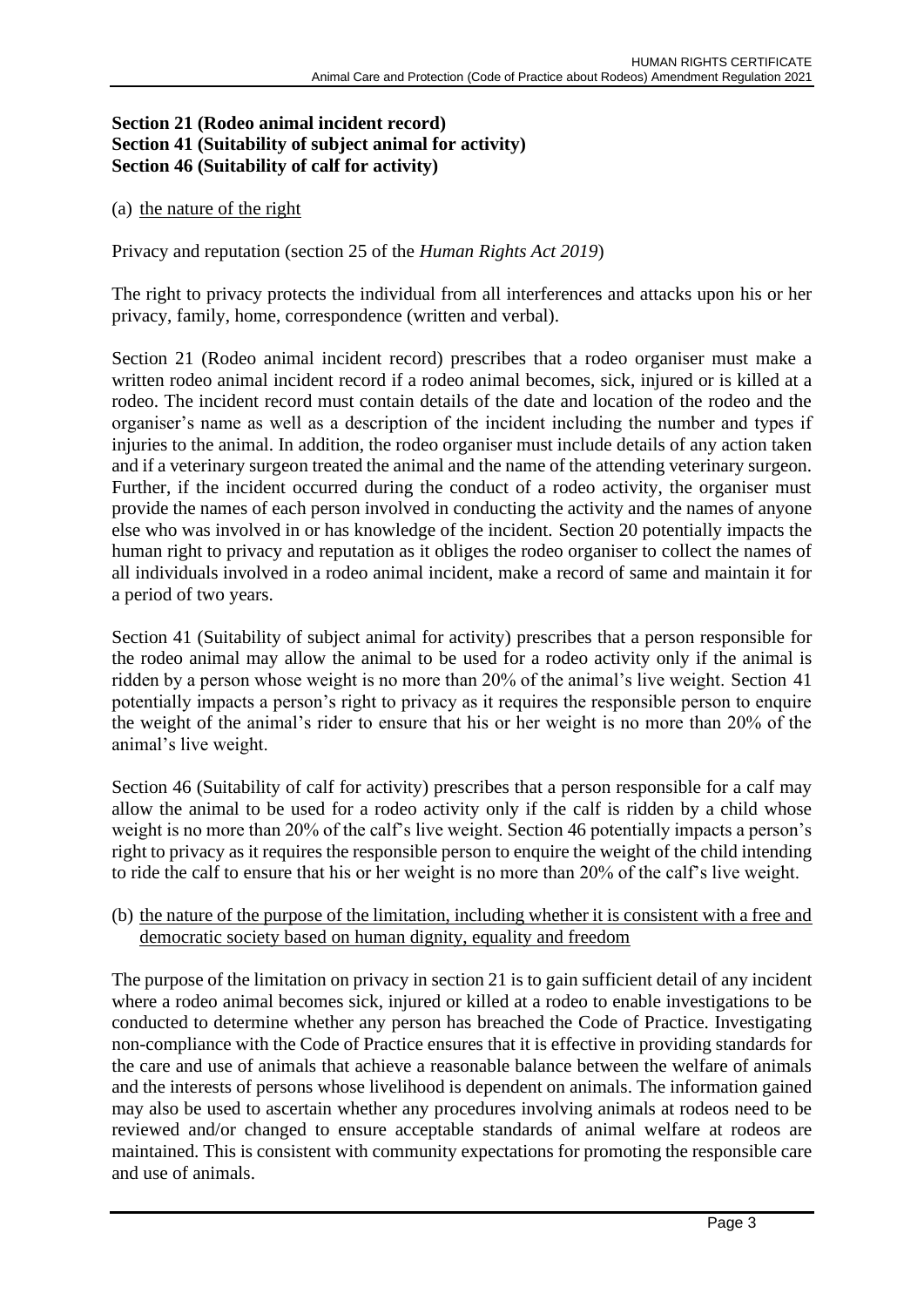**Section 21 (Rodeo animal incident record)**
**Section 41 (Suitability of subject animal for activity)**
**Section 46 (Suitability of calf for activity)**

(a) the nature of the right

Privacy and reputation (section 25 of the *Human Rights Act 2019*)

The right to privacy protects the individual from all interferences and attacks upon his or her privacy, family, home, correspondence (written and verbal).

Section 21 (Rodeo animal incident record) prescribes that a rodeo organiser must make a written rodeo animal incident record if a rodeo animal becomes, sick, injured or is killed at a rodeo. The incident record must contain details of the date and location of the rodeo and the organiser's name as well as a description of the incident including the number and types if injuries to the animal. In addition, the rodeo organiser must include details of any action taken and if a veterinary surgeon treated the animal and the name of the attending veterinary surgeon. Further, if the incident occurred during the conduct of a rodeo activity, the organiser must provide the names of each person involved in conducting the activity and the names of anyone else who was involved in or has knowledge of the incident. Section 20 potentially impacts the human right to privacy and reputation as it obliges the rodeo organiser to collect the names of all individuals involved in a rodeo animal incident, make a record of same and maintain it for a period of two years.

Section 41 (Suitability of subject animal for activity) prescribes that a person responsible for the rodeo animal may allow the animal to be used for a rodeo activity only if the animal is ridden by a person whose weight is no more than 20% of the animal's live weight. Section 41 potentially impacts a person's right to privacy as it requires the responsible person to enquire the weight of the animal's rider to ensure that his or her weight is no more than 20% of the animal's live weight.

Section 46 (Suitability of calf for activity) prescribes that a person responsible for a calf may allow the animal to be used for a rodeo activity only if the calf is ridden by a child whose weight is no more than 20% of the calf's live weight. Section 46 potentially impacts a person's right to privacy as it requires the responsible person to enquire the weight of the child intending to ride the calf to ensure that his or her weight is no more than 20% of the calf's live weight.

(b) the nature of the purpose of the limitation, including whether it is consistent with a free and democratic society based on human dignity, equality and freedom

The purpose of the limitation on privacy in section 21 is to gain sufficient detail of any incident where a rodeo animal becomes sick, injured or killed at a rodeo to enable investigations to be conducted to determine whether any person has breached the Code of Practice. Investigating non-compliance with the Code of Practice ensures that it is effective in providing standards for the care and use of animals that achieve a reasonable balance between the welfare of animals and the interests of persons whose livelihood is dependent on animals. The information gained may also be used to ascertain whether any procedures involving animals at rodeos need to be reviewed and/or changed to ensure acceptable standards of animal welfare at rodeos are maintained. This is consistent with community expectations for promoting the responsible care and use of animals.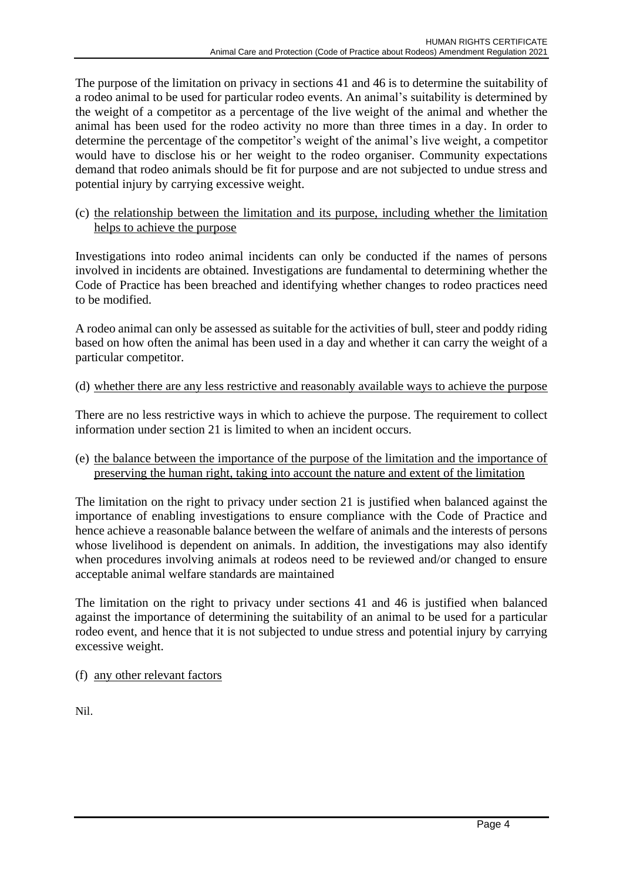The purpose of the limitation on privacy in sections 41 and 46 is to determine the suitability of a rodeo animal to be used for particular rodeo events. An animal's suitability is determined by the weight of a competitor as a percentage of the live weight of the animal and whether the animal has been used for the rodeo activity no more than three times in a day. In order to determine the percentage of the competitor's weight of the animal's live weight, a competitor would have to disclose his or her weight to the rodeo organiser. Community expectations demand that rodeo animals should be fit for purpose and are not subjected to undue stress and potential injury by carrying excessive weight.

(c) <u>the relationship between the limitation and its purpose, including whether the limitation helps to achieve the purpose</u>

Investigations into rodeo animal incidents can only be conducted if the names of persons involved in incidents are obtained. Investigations are fundamental to determining whether the Code of Practice has been breached and identifying whether changes to rodeo practices need to be modified.

A rodeo animal can only be assessed as suitable for the activities of bull, steer and poddy riding based on how often the animal has been used in a day and whether it can carry the weight of a particular competitor.

(d) <u>whether there are any less restrictive and reasonably available ways to achieve the purpose</u>

There are no less restrictive ways in which to achieve the purpose. The requirement to collect information under section 21 is limited to when an incident occurs.

(e) <u>the balance between the importance of the purpose of the limitation and the importance of preserving the human right, taking into account the nature and extent of the limitation</u>

The limitation on the right to privacy under section 21 is justified when balanced against the importance of enabling investigations to ensure compliance with the Code of Practice and hence achieve a reasonable balance between the welfare of animals and the interests of persons whose livelihood is dependent on animals. In addition, the investigations may also identify when procedures involving animals at rodeos need to be reviewed and/or changed to ensure acceptable animal welfare standards are maintained

The limitation on the right to privacy under sections 41 and 46 is justified when balanced against the importance of determining the suitability of an animal to be used for a particular rodeo event, and hence that it is not subjected to undue stress and potential injury by carrying excessive weight.

(f) <u>any other relevant factors</u>

Nil.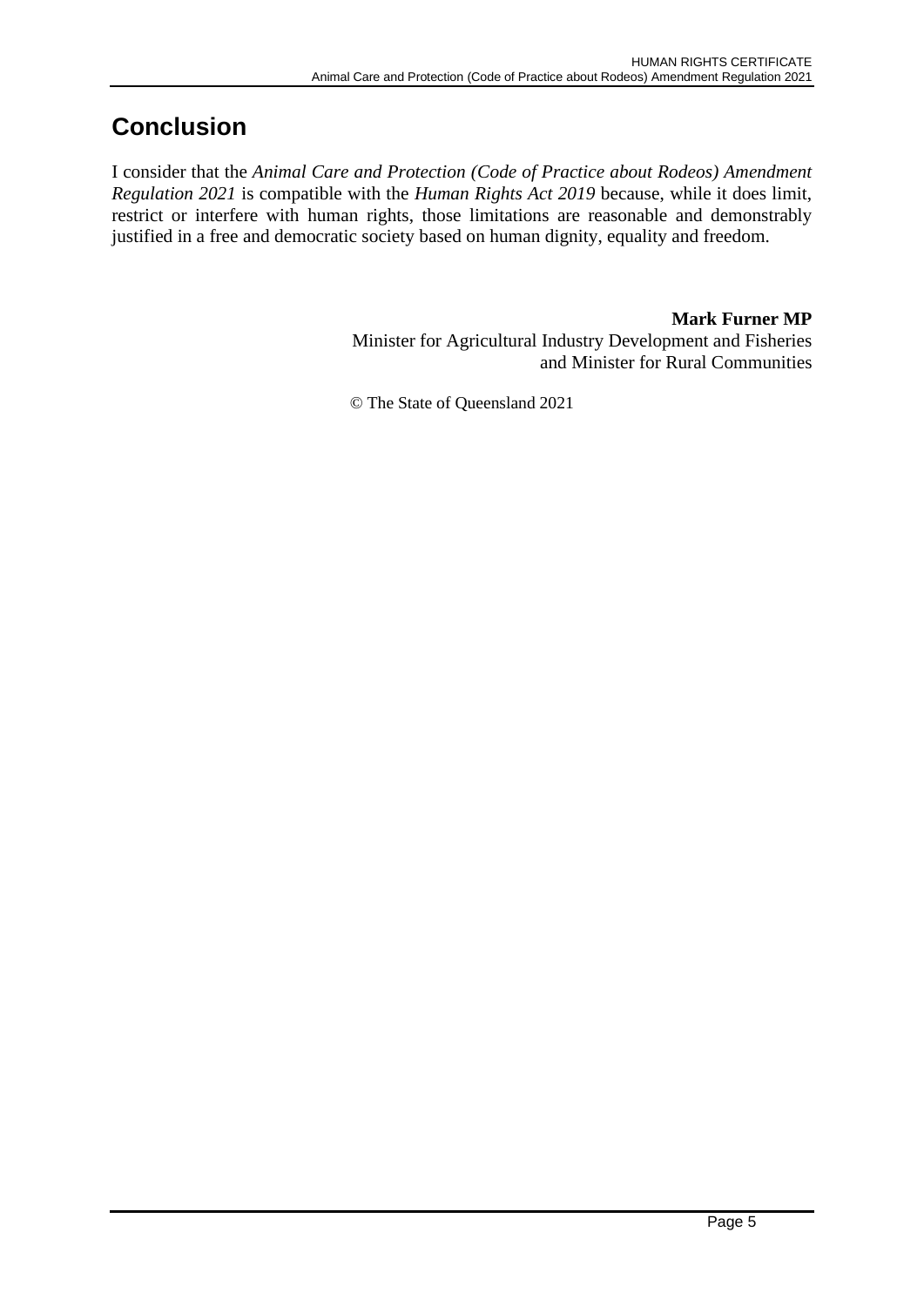## Conclusion

I consider that the *Animal Care and Protection (Code of Practice about Rodeos) Amendment Regulation 2021* is compatible with the *Human Rights Act 2019* because, while it does limit, restrict or interfere with human rights, those limitations are reasonable and demonstrably justified in a free and democratic society based on human dignity, equality and freedom.

**Mark Furner MP**
Minister for Agricultural Industry Development and Fisheries
and Minister for Rural Communities

© The State of Queensland 2021